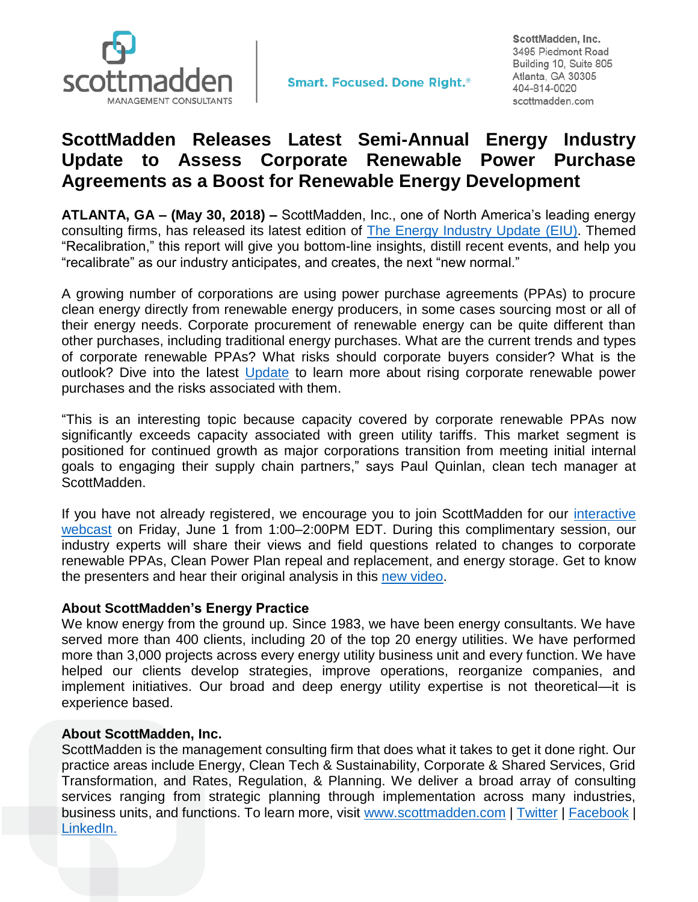ScottMadden, Inc.
3495 Piedmont Road
Building 10, Suite 805
Atlanta, GA 30305
404-814-0020
scottmadden.com

Smart. Focused. Done Right.®

# ScottMadden Releases Latest Semi-Annual Energy Industry Update to Assess Corporate Renewable Power Purchase Agreements as a Boost for Renewable Energy Development

**ATLANTA, GA – (May 30, 2018) –** ScottMadden, Inc., one of North America's leading energy consulting firms, has released its latest edition of The Energy Industry Update (EIU). Themed "Recalibration," this report will give you bottom-line insights, distill recent events, and help you "recalibrate" as our industry anticipates, and creates, the next "new normal."

A growing number of corporations are using power purchase agreements (PPAs) to procure clean energy directly from renewable energy producers, in some cases sourcing most or all of their energy needs. Corporate procurement of renewable energy can be quite different than other purchases, including traditional energy purchases. What are the current trends and types of corporate renewable PPAs? What risks should corporate buyers consider? What is the outlook? Dive into the latest Update to learn more about rising corporate renewable power purchases and the risks associated with them.

"This is an interesting topic because capacity covered by corporate renewable PPAs now significantly exceeds capacity associated with green utility tariffs. This market segment is positioned for continued growth as major corporations transition from meeting initial internal goals to engaging their supply chain partners," says Paul Quinlan, clean tech manager at ScottMadden.

If you have not already registered, we encourage you to join ScottMadden for our interactive webcast on Friday, June 1 from 1:00–2:00PM EDT. During this complimentary session, our industry experts will share their views and field questions related to changes to corporate renewable PPAs, Clean Power Plan repeal and replacement, and energy storage. Get to know the presenters and hear their original analysis in this new video.

**About ScottMadden's Energy Practice**

We know energy from the ground up. Since 1983, we have been energy consultants. We have served more than 400 clients, including 20 of the top 20 energy utilities. We have performed more than 3,000 projects across every energy utility business unit and every function. We have helped our clients develop strategies, improve operations, reorganize companies, and implement initiatives. Our broad and deep energy utility expertise is not theoretical—it is experience based.

**About ScottMadden, Inc.**

ScottMadden is the management consulting firm that does what it takes to get it done right. Our practice areas include Energy, Clean Tech & Sustainability, Corporate & Shared Services, Grid Transformation, and Rates, Regulation, & Planning. We deliver a broad array of consulting services ranging from strategic planning through implementation across many industries, business units, and functions. To learn more, visit www.scottmadden.com | Twitter | Facebook | LinkedIn.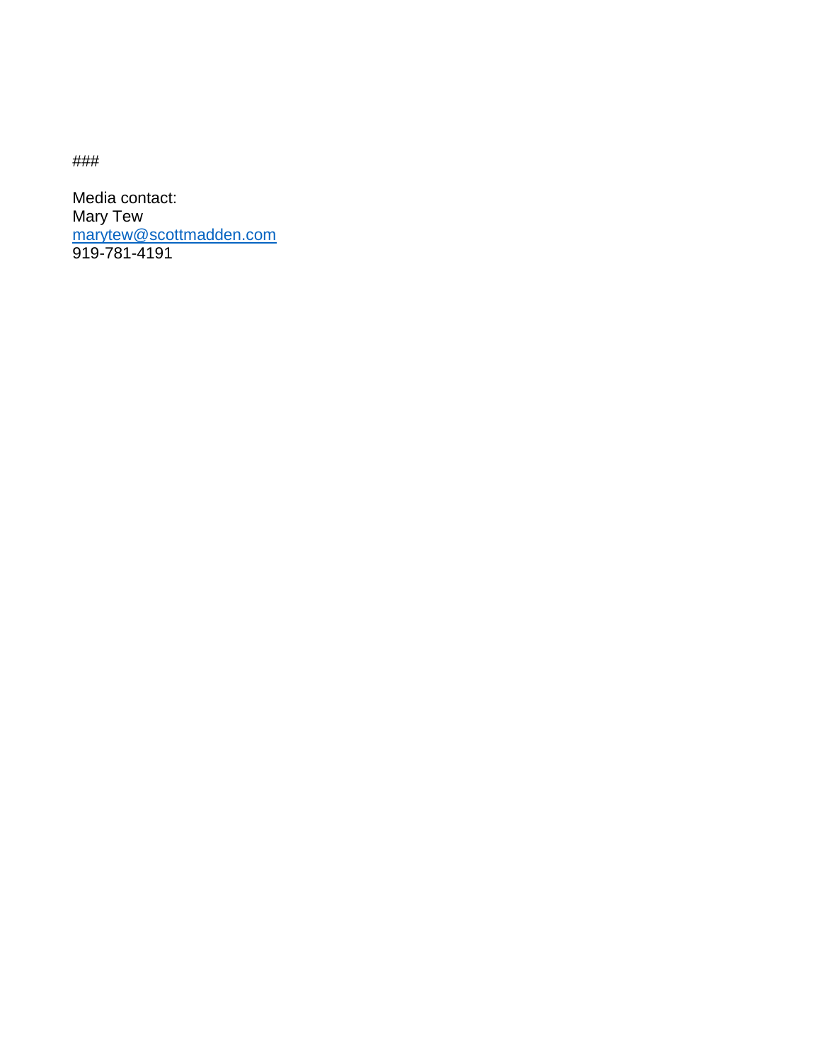###

Media contact:
Mary Tew
[marytew@scottmadden.com](mailto:marytew@scottmadden.com)
919-781-4191